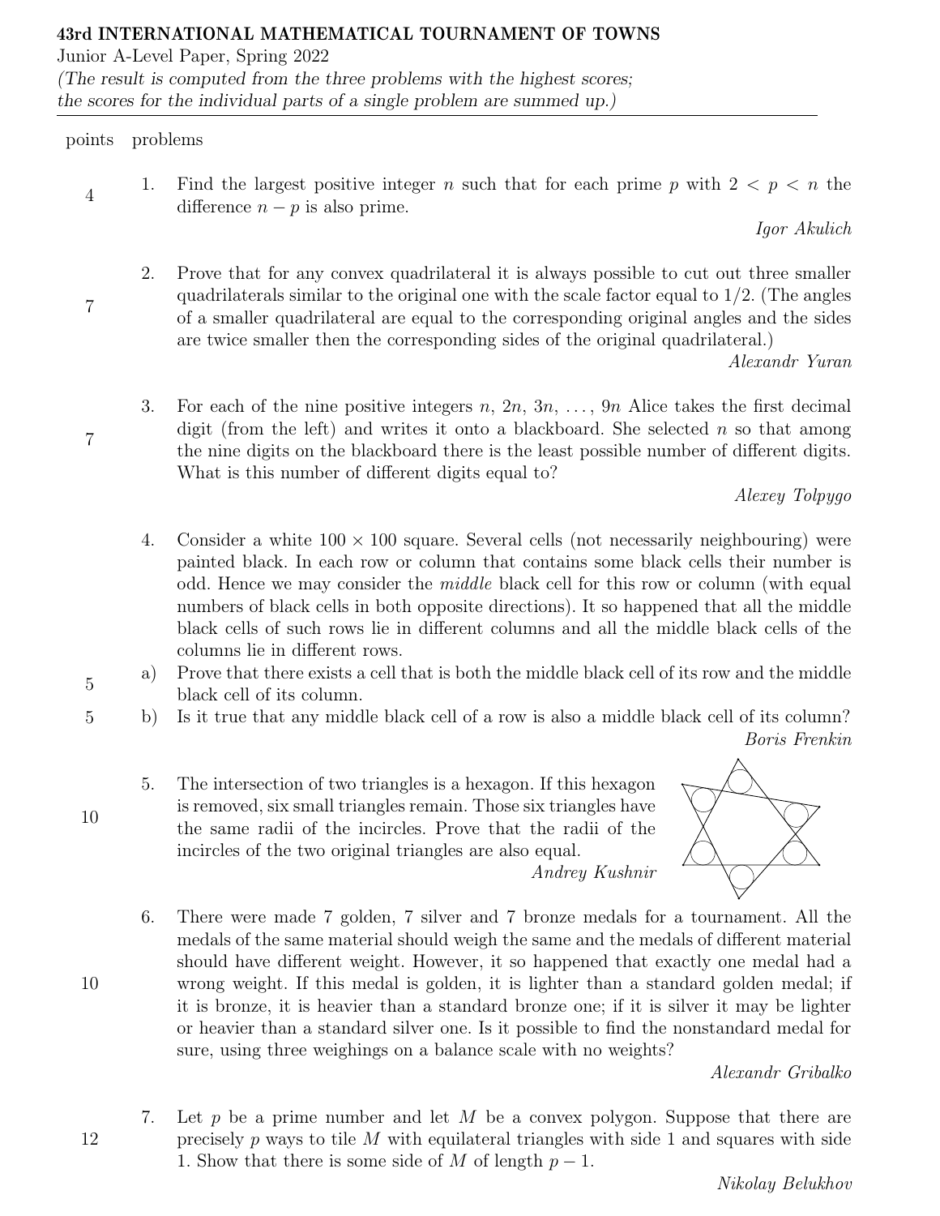**43rd INTERNATIONAL MATHEMATICAL TOURNAMENT OF TOWNS**

Junior A-Level Paper, Spring 2022

*(The result is computed from the three problems with the highest scores; the scores for the individual parts of a single problem are summed up.)*

| points | problems |
|---|---|
| 4 | 1. Find the largest positive integer $n$ such that for each prime $p$ with $2 < p < n$ the difference $n - p$ is also prime. *Igor Akulich* |
| 7 | 2. Prove that for any convex quadrilateral it is always possible to cut out three smaller quadrilaterals similar to the original one with the scale factor equal to $1/2$. (The angles of a smaller quadrilateral are equal to the corresponding original angles and the sides are twice smaller then the corresponding sides of the original quadrilateral.) *Alexandr Yuran* |
| 7 | 3. For each of the nine positive integers $n$, $2n$, $3n$, …, $9n$ Alice takes the first decimal digit (from the left) and writes it onto a blackboard. She selected $n$ so that among the nine digits on the blackboard there is the least possible number of different digits. What is this number of different digits equal to? *Alexey Tolpygo* |
| | 4. Consider a white $100 \times 100$ square. Several cells (not necessarily neighbouring) were painted black. In each row or column that contains some black cells their number is odd. Hence we may consider the *middle* black cell for this row or column (with equal numbers of black cells in both opposite directions). It so happened that all the middle black cells of such rows lie in different columns and all the middle black cells of the columns lie in different rows. |
| 5 | a) Prove that there exists a cell that is both the middle black cell of its row and the middle black cell of its column. |
| 5 | b) Is it true that any middle black cell of a row is also a middle black cell of its column? *Boris Frenkin* |
| 10 | 5. The intersection of two triangles is a hexagon. If this hexagon is removed, six small triangles remain. Those six triangles have the same radii of the incircles. Prove that the radii of the incircles of the two original triangles are also equal. *Andrey Kushnir* |
| 10 | 6. There were made 7 golden, 7 silver and 7 bronze medals for a tournament. All the medals of the same material should weigh the same and the medals of different material should have different weight. However, it so happened that exactly one medal had a wrong weight. If this medal is golden, it is lighter than a standard golden medal; if it is bronze, it is heavier than a standard bronze one; if it is silver it may be lighter or heavier than a standard silver one. Is it possible to find the nonstandard medal for sure, using three weighings on a balance scale with no weights? *Alexandr Gribalko* |
| 12 | 7. Let $p$ be a prime number and let $M$ be a convex polygon. Suppose that there are precisely $p$ ways to tile $M$ with equilateral triangles with side 1 and squares with side 1. Show that there is some side of $M$ of length $p - 1$. *Nikolay Belukhov* |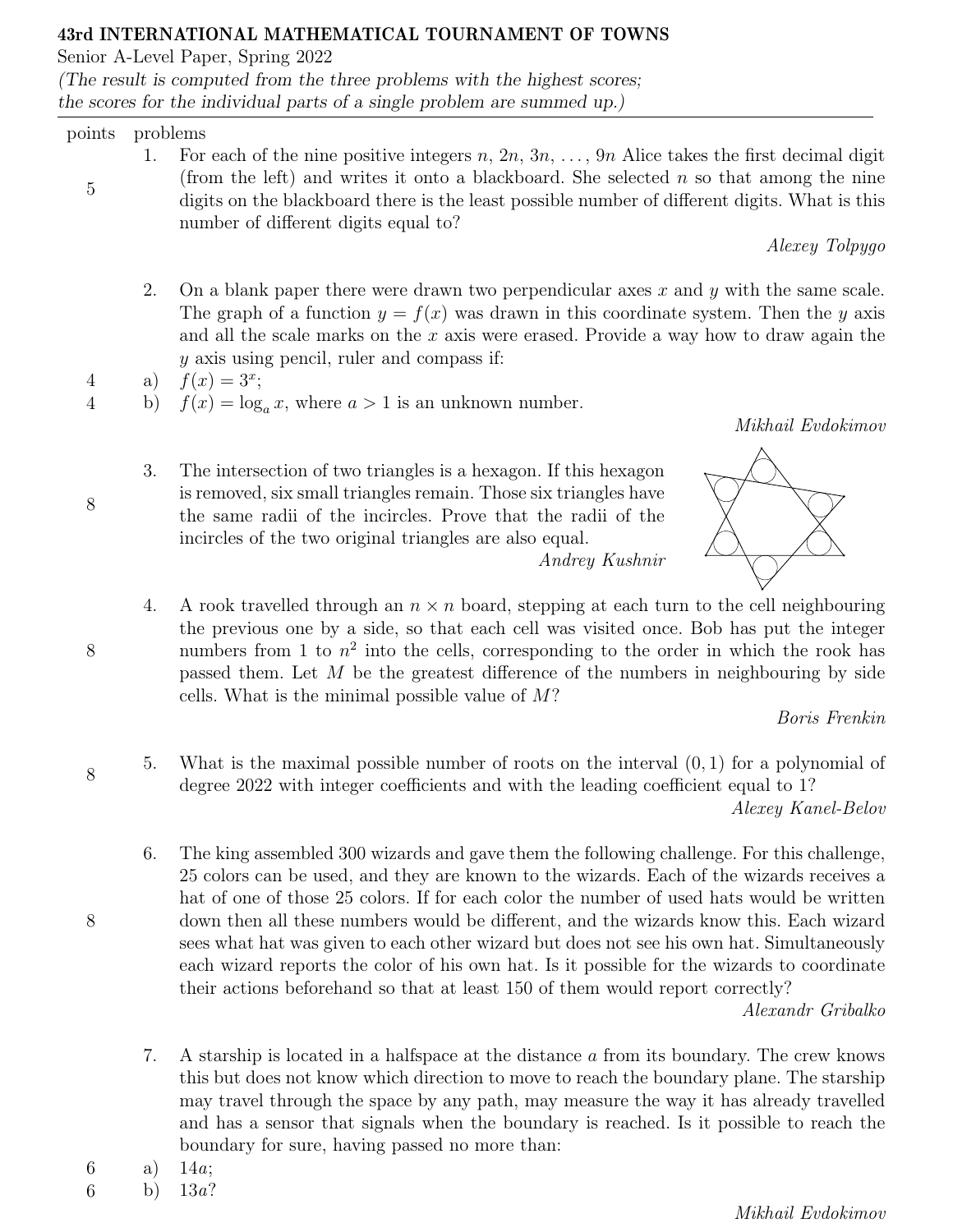**43rd INTERNATIONAL MATHEMATICAL TOURNAMENT OF TOWNS**

Senior A-Level Paper, Spring 2022

*(The result is computed from the three problems with the highest scores; the scores for the individual parts of a single problem are summed up.)*

| points | problems |
| --- | --- |
| 5 | 1. For each of the nine positive integers $n$, $2n$, $3n$, …, $9n$ Alice takes the first decimal digit (from the left) and writes it onto a blackboard. She selected $n$ so that among the nine digits on the blackboard there is the least possible number of different digits. What is this number of different digits equal to? *Alexey Tolpygo* |
| | 2. On a blank paper there were drawn two perpendicular axes $x$ and $y$ with the same scale. The graph of a function $y = f(x)$ was drawn in this coordinate system. Then the $y$ axis and all the scale marks on the $x$ axis were erased. Provide a way how to draw again the $y$ axis using pencil, ruler and compass if: |
| 4 | a) $f(x) = 3^x$; |
| 4 | b) $f(x) = \log_a x$, where $a > 1$ is an unknown number. *Mikhail Evdokimov* |
| 8 | 3. The intersection of two triangles is a hexagon. If this hexagon is removed, six small triangles remain. Those six triangles have the same radii of the incircles. Prove that the radii of the incircles of the two original triangles are also equal. *Andrey Kushnir* |
| 8 | 4. A rook travelled through an $n \times n$ board, stepping at each turn to the cell neighbouring the previous one by a side, so that each cell was visited once. Bob has put the integer numbers from 1 to $n^2$ into the cells, corresponding to the order in which the rook has passed them. Let $M$ be the greatest difference of the numbers in neighbouring by side cells. What is the minimal possible value of $M$? *Boris Frenkin* |
| 8 | 5. What is the maximal possible number of roots on the interval $(0, 1)$ for a polynomial of degree 2022 with integer coefficients and with the leading coefficient equal to 1? *Alexey Kanel-Belov* |
| 8 | 6. The king assembled 300 wizards and gave them the following challenge. For this challenge, 25 colors can be used, and they are known to the wizards. Each of the wizards receives a hat of one of those 25 colors. If for each color the number of used hats would be written down then all these numbers would be different, and the wizards know this. Each wizard sees what hat was given to each other wizard but does not see his own hat. Simultaneously each wizard reports the color of his own hat. Is it possible for the wizards to coordinate their actions beforehand so that at least 150 of them would report correctly? *Alexandr Gribalko* |
| | 7. A starship is located in a halfspace at the distance $a$ from its boundary. The crew knows this but does not know which direction to move to reach the boundary plane. The starship may travel through the space by any path, may measure the way it has already travelled and has a sensor that signals when the boundary is reached. Is it possible to reach the boundary for sure, having passed no more than: |
| 6 | a) $14a$; |
| 6 | b) $13a$? *Mikhail Evdokimov* |